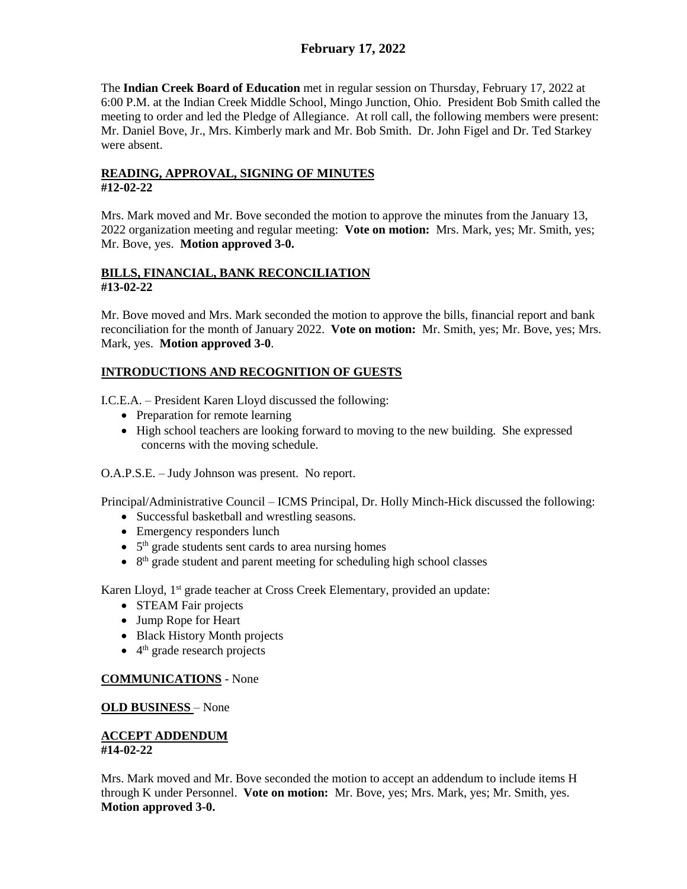# February 17, 2022

The **Indian Creek Board of Education** met in regular session on Thursday, February 17, 2022 at 6:00 P.M. at the Indian Creek Middle School, Mingo Junction, Ohio. President Bob Smith called the meeting to order and led the Pledge of Allegiance. At roll call, the following members were present: Mr. Daniel Bove, Jr., Mrs. Kimberly mark and Mr. Bob Smith. Dr. John Figel and Dr. Ted Starkey were absent.

## READING, APPROVAL, SIGNING OF MINUTES
**#12-02-22**

Mrs. Mark moved and Mr. Bove seconded the motion to approve the minutes from the January 13, 2022 organization meeting and regular meeting: **Vote on motion:** Mrs. Mark, yes; Mr. Smith, yes; Mr. Bove, yes. **Motion approved 3-0.**

## BILLS, FINANCIAL, BANK RECONCILIATION
**#13-02-22**

Mr. Bove moved and Mrs. Mark seconded the motion to approve the bills, financial report and bank reconciliation for the month of January 2022. **Vote on motion:** Mr. Smith, yes; Mr. Bove, yes; Mrs. Mark, yes. **Motion approved 3-0**.

## INTRODUCTIONS AND RECOGNITION OF GUESTS

I.C.E.A. – President Karen Lloyd discussed the following:

- Preparation for remote learning
- High school teachers are looking forward to moving to the new building. She expressed concerns with the moving schedule.

O.A.P.S.E. – Judy Johnson was present. No report.

Principal/Administrative Council – ICMS Principal, Dr. Holly Minch-Hick discussed the following:

- Successful basketball and wrestling seasons.
- Emergency responders lunch
- 5th grade students sent cards to area nursing homes
- 8th grade student and parent meeting for scheduling high school classes

Karen Lloyd, 1st grade teacher at Cross Creek Elementary, provided an update:

- STEAM Fair projects
- Jump Rope for Heart
- Black History Month projects
- 4th grade research projects

**COMMUNICATIONS** - None

**OLD BUSINESS** – None

## ACCEPT ADDENDUM
**#14-02-22**

Mrs. Mark moved and Mr. Bove seconded the motion to accept an addendum to include items H through K under Personnel. **Vote on motion:** Mr. Bove, yes; Mrs. Mark, yes; Mr. Smith, yes. **Motion approved 3-0.**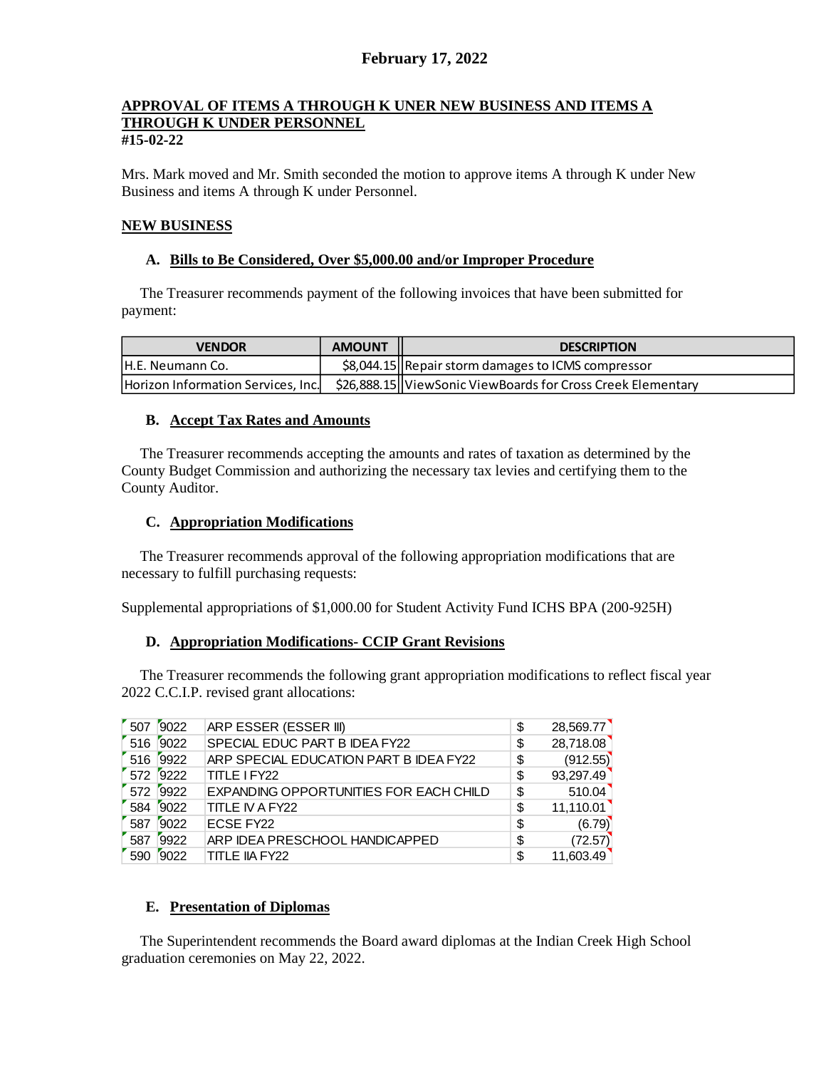February 17, 2022

**APPROVAL OF ITEMS A THROUGH K UNER NEW BUSINESS AND ITEMS A THROUGH K UNDER PERSONNEL**
**#15-02-22**

Mrs. Mark moved and Mr. Smith seconded the motion to approve items A through K under New Business and items A through K under Personnel.

**NEW BUSINESS**

**A. Bills to Be Considered, Over $5,000.00 and/or Improper Procedure**

The Treasurer recommends payment of the following invoices that have been submitted for payment:

| VENDOR | AMOUNT | DESCRIPTION |
|---|---|---|
| H.E. Neumann Co. | $8,044.15 | Repair storm damages to ICMS compressor |
| Horizon Information Services, Inc. | $26,888.15 | ViewSonic ViewBoards for Cross Creek Elementary |

**B. Accept Tax Rates and Amounts**

The Treasurer recommends accepting the amounts and rates of taxation as determined by the County Budget Commission and authorizing the necessary tax levies and certifying them to the County Auditor.

**C. Appropriation Modifications**

The Treasurer recommends approval of the following appropriation modifications that are necessary to fulfill purchasing requests:

Supplemental appropriations of $1,000.00 for Student Activity Fund ICHS BPA (200-925H)

**D. Appropriation Modifications- CCIP Grant Revisions**

The Treasurer recommends the following grant appropriation modifications to reflect fiscal year 2022 C.C.I.P. revised grant allocations:

| | | | | |
|---|---|---|---|---|
| 507 | 9022 | ARP ESSER (ESSER III) | $ | 28,569.77 |
| 516 | 9022 | SPECIAL EDUC PART B IDEA FY22 | $ | 28,718.08 |
| 516 | 9922 | ARP SPECIAL EDUCATION PART B IDEA FY22 | $ | (912.55) |
| 572 | 9222 | TITLE I FY22 | $ | 93,297.49 |
| 572 | 9922 | EXPANDING OPPORTUNITIES FOR EACH CHILD | $ | 510.04 |
| 584 | 9022 | TITLE IV A FY22 | $ | 11,110.01 |
| 587 | 9022 | ECSE FY22 | $ | (6.79) |
| 587 | 9922 | ARP IDEA PRESCHOOL HANDICAPPED | $ | (72.57) |
| 590 | 9022 | TITLE IIA FY22 | $ | 11,603.49 |

**E. Presentation of Diplomas**

The Superintendent recommends the Board award diplomas at the Indian Creek High School graduation ceremonies on May 22, 2022.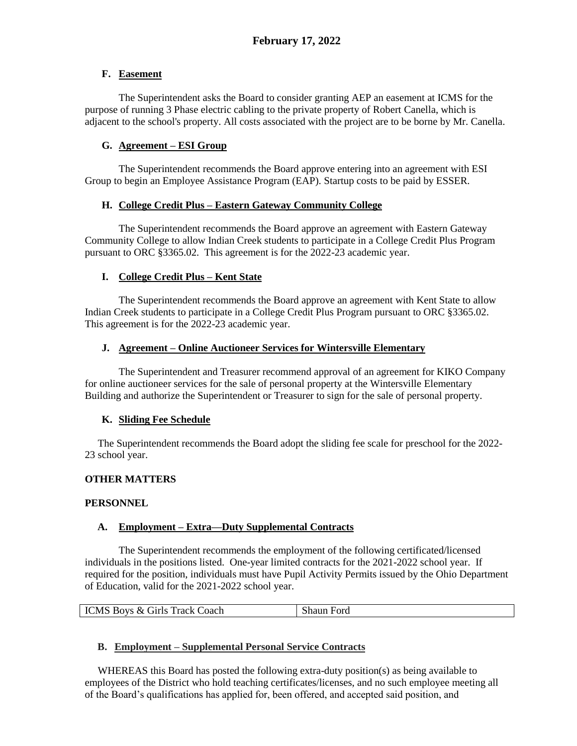**February 17, 2022**

**F. Easement**

The Superintendent asks the Board to consider granting AEP an easement at ICMS for the purpose of running 3 Phase electric cabling to the private property of Robert Canella, which is adjacent to the school's property. All costs associated with the project are to be borne by Mr. Canella.

**G. Agreement – ESI Group**

The Superintendent recommends the Board approve entering into an agreement with ESI Group to begin an Employee Assistance Program (EAP). Startup costs to be paid by ESSER.

**H. College Credit Plus – Eastern Gateway Community College**

The Superintendent recommends the Board approve an agreement with Eastern Gateway Community College to allow Indian Creek students to participate in a College Credit Plus Program pursuant to ORC §3365.02. This agreement is for the 2022-23 academic year.

**I. College Credit Plus – Kent State**

The Superintendent recommends the Board approve an agreement with Kent State to allow Indian Creek students to participate in a College Credit Plus Program pursuant to ORC §3365.02. This agreement is for the 2022-23 academic year.

**J. Agreement – Online Auctioneer Services for Wintersville Elementary**

The Superintendent and Treasurer recommend approval of an agreement for KIKO Company for online auctioneer services for the sale of personal property at the Wintersville Elementary Building and authorize the Superintendent or Treasurer to sign for the sale of personal property.

**K. Sliding Fee Schedule**

The Superintendent recommends the Board adopt the sliding fee scale for preschool for the 2022-23 school year.

**OTHER MATTERS**

**PERSONNEL**

**A. Employment – Extra—Duty Supplemental Contracts**

The Superintendent recommends the employment of the following certificated/licensed individuals in the positions listed. One-year limited contracts for the 2021-2022 school year. If required for the position, individuals must have Pupil Activity Permits issued by the Ohio Department of Education, valid for the 2021-2022 school year.

| | |
|---|---|
| ICMS Boys & Girls Track Coach | Shaun Ford |

**B. Employment – Supplemental Personal Service Contracts**

WHEREAS this Board has posted the following extra-duty position(s) as being available to employees of the District who hold teaching certificates/licenses, and no such employee meeting all of the Board's qualifications has applied for, been offered, and accepted said position, and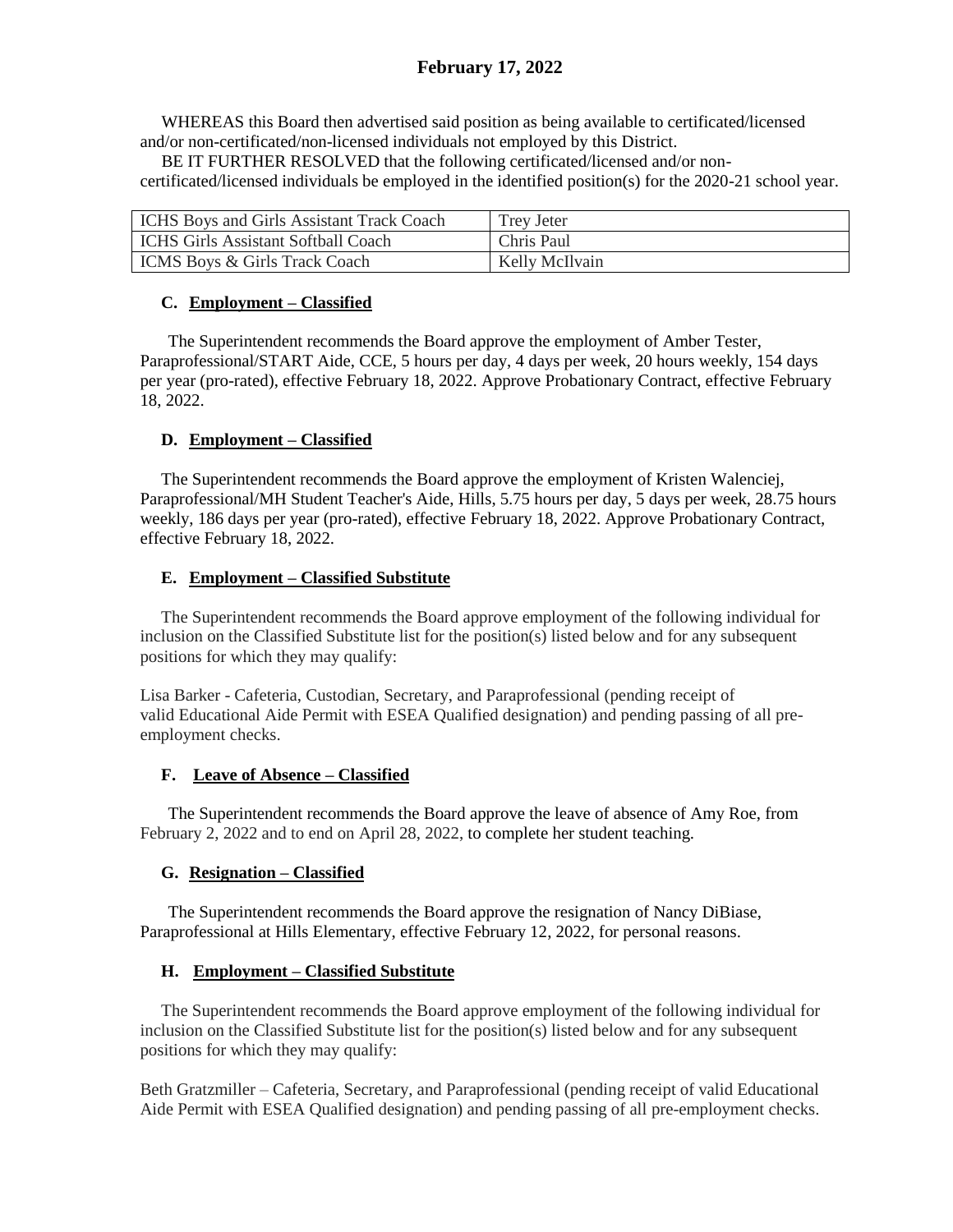WHEREAS this Board then advertised said position as being available to certificated/licensed and/or non-certificated/non-licensed individuals not employed by this District.

BE IT FURTHER RESOLVED that the following certificated/licensed and/or non-certificated/licensed individuals be employed in the identified position(s) for the 2020-21 school year.

| | |
|---|---|
| ICHS Boys and Girls Assistant Track Coach | Trey Jeter |
| ICHS Girls Assistant Softball Coach | Chris Paul |
| ICMS Boys & Girls Track Coach | Kelly McIlvain |

### C. Employment – Classified

The Superintendent recommends the Board approve the employment of Amber Tester, Paraprofessional/START Aide, CCE, 5 hours per day, 4 days per week, 20 hours weekly, 154 days per year (pro-rated), effective February 18, 2022. Approve Probationary Contract, effective February 18, 2022.

### D. Employment – Classified

The Superintendent recommends the Board approve the employment of Kristen Walenciej, Paraprofessional/MH Student Teacher's Aide, Hills, 5.75 hours per day, 5 days per week, 28.75 hours weekly, 186 days per year (pro-rated), effective February 18, 2022. Approve Probationary Contract, effective February 18, 2022.

### E. Employment – Classified Substitute

The Superintendent recommends the Board approve employment of the following individual for inclusion on the Classified Substitute list for the position(s) listed below and for any subsequent positions for which they may qualify:

Lisa Barker - Cafeteria, Custodian, Secretary, and Paraprofessional (pending receipt of valid Educational Aide Permit with ESEA Qualified designation) and pending passing of all pre-employment checks.

### F. Leave of Absence – Classified

The Superintendent recommends the Board approve the leave of absence of Amy Roe, from February 2, 2022 and to end on April 28, 2022, to complete her student teaching.

### G. Resignation – Classified

The Superintendent recommends the Board approve the resignation of Nancy DiBiase, Paraprofessional at Hills Elementary, effective February 12, 2022, for personal reasons.

### H. Employment – Classified Substitute

The Superintendent recommends the Board approve employment of the following individual for inclusion on the Classified Substitute list for the position(s) listed below and for any subsequent positions for which they may qualify:

Beth Gratzmiller – Cafeteria, Secretary, and Paraprofessional (pending receipt of valid Educational Aide Permit with ESEA Qualified designation) and pending passing of all pre-employment checks.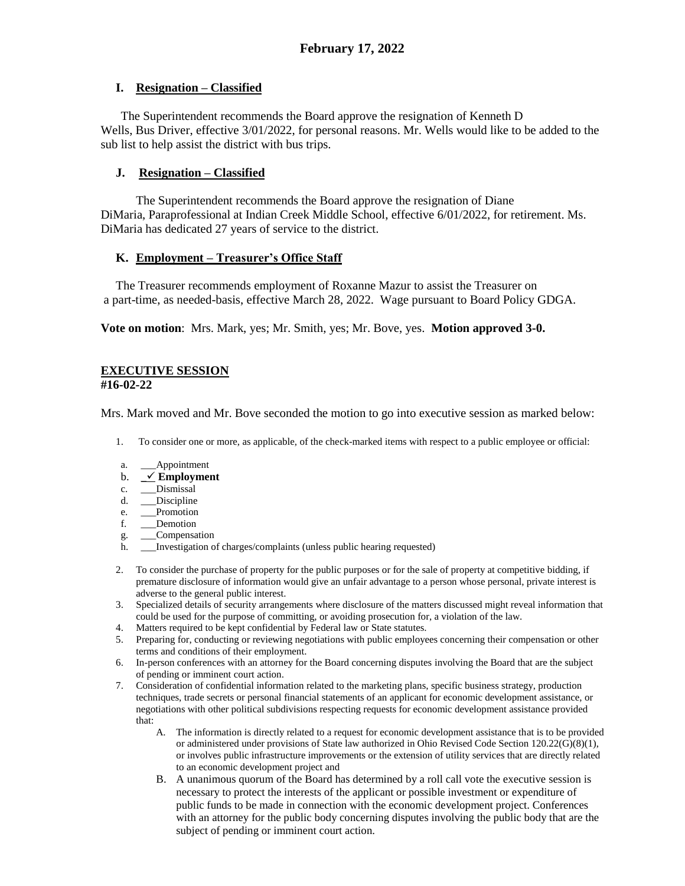## February 17, 2022

### I. Resignation – Classified

The Superintendent recommends the Board approve the resignation of Kenneth D Wells, Bus Driver, effective 3/01/2022, for personal reasons. Mr. Wells would like to be added to the sub list to help assist the district with bus trips.

### J. Resignation – Classified

The Superintendent recommends the Board approve the resignation of Diane DiMaria, Paraprofessional at Indian Creek Middle School, effective 6/01/2022, for retirement. Ms. DiMaria has dedicated 27 years of service to the district.

### K. Employment – Treasurer's Office Staff

The Treasurer recommends employment of Roxanne Mazur to assist the Treasurer on a part-time, as needed-basis, effective March 28, 2022. Wage pursuant to Board Policy GDGA.

**Vote on motion**: Mrs. Mark, yes; Mr. Smith, yes; Mr. Bove, yes. **Motion approved 3-0.**

**EXECUTIVE SESSION**
**#16-02-22**

Mrs. Mark moved and Mr. Bove seconded the motion to go into executive session as marked below:

1. To consider one or more, as applicable, of the check-marked items with respect to a public employee or official:

   a. ___Appointment
   b. _✓ **Employment**
   c. ___Dismissal
   d. ___Discipline
   e. ___Promotion
   f. ___Demotion
   g. ___Compensation
   h. ___Investigation of charges/complaints (unless public hearing requested)

2. To consider the purchase of property for the public purposes or for the sale of property at competitive bidding, if premature disclosure of information would give an unfair advantage to a person whose personal, private interest is adverse to the general public interest.
3. Specialized details of security arrangements where disclosure of the matters discussed might reveal information that could be used for the purpose of committing, or avoiding prosecution for, a violation of the law.
4. Matters required to be kept confidential by Federal law or State statutes.
5. Preparing for, conducting or reviewing negotiations with public employees concerning their compensation or other terms and conditions of their employment.
6. In-person conferences with an attorney for the Board concerning disputes involving the Board that are the subject of pending or imminent court action.
7. Consideration of confidential information related to the marketing plans, specific business strategy, production techniques, trade secrets or personal financial statements of an applicant for economic development assistance, or negotiations with other political subdivisions respecting requests for economic development assistance provided that:
   A. The information is directly related to a request for economic development assistance that is to be provided or administered under provisions of State law authorized in Ohio Revised Code Section 120.22(G)(8)(1), or involves public infrastructure improvements or the extension of utility services that are directly related to an economic development project and
   B. A unanimous quorum of the Board has determined by a roll call vote the executive session is necessary to protect the interests of the applicant or possible investment or expenditure of public funds to be made in connection with the economic development project. Conferences with an attorney for the public body concerning disputes involving the public body that are the subject of pending or imminent court action.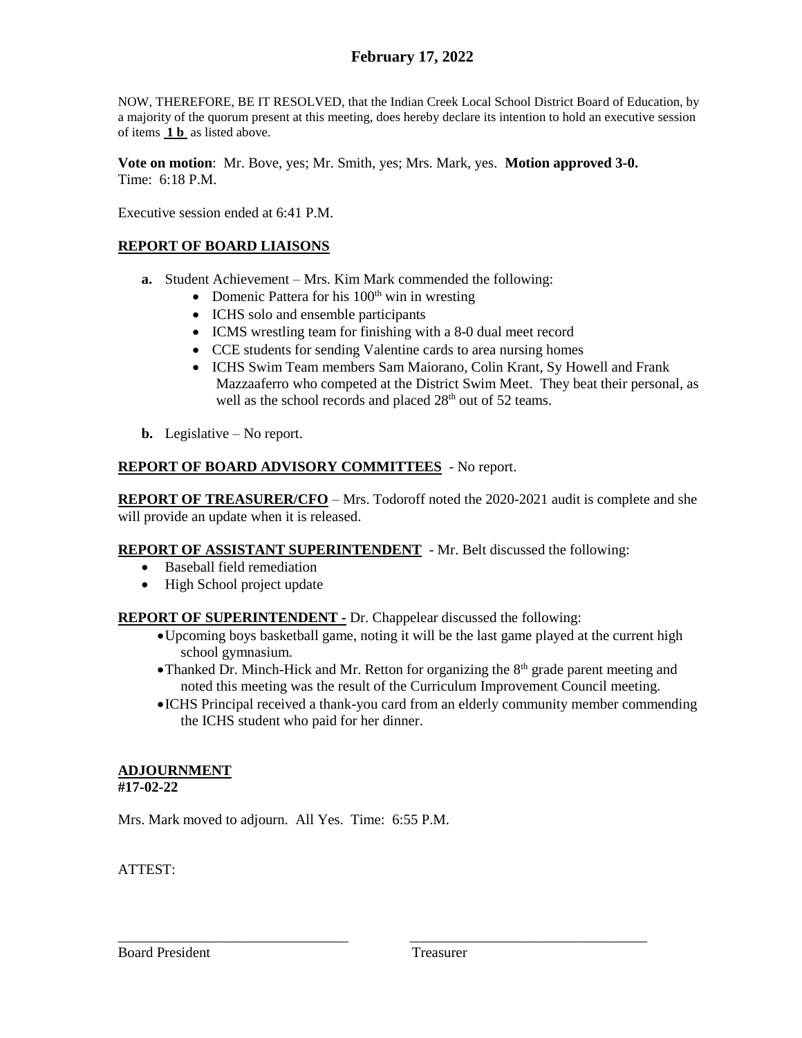## February 17, 2022

NOW, THEREFORE, BE IT RESOLVED, that the Indian Creek Local School District Board of Education, by a majority of the quorum present at this meeting, does hereby declare its intention to hold an executive session of items **1 b** as listed above.

**Vote on motion**: Mr. Bove, yes; Mr. Smith, yes; Mrs. Mark, yes. **Motion approved 3-0.**
Time: 6:18 P.M.

Executive session ended at 6:41 P.M.

**REPORT OF BOARD LIAISONS**

**a.** Student Achievement – Mrs. Kim Mark commended the following:
- Domenic Pattera for his 100th win in wresting
- ICHS solo and ensemble participants
- ICMS wrestling team for finishing with a 8-0 dual meet record
- CCE students for sending Valentine cards to area nursing homes
- ICHS Swim Team members Sam Maiorano, Colin Krant, Sy Howell and Frank Mazzaaferro who competed at the District Swim Meet. They beat their personal, as well as the school records and placed 28th out of 52 teams.

**b.** Legislative – No report.

**REPORT OF BOARD ADVISORY COMMITTEES** - No report.

**REPORT OF TREASURER/CFO** – Mrs. Todoroff noted the 2020-2021 audit is complete and she will provide an update when it is released.

**REPORT OF ASSISTANT SUPERINTENDENT** - Mr. Belt discussed the following:
- Baseball field remediation
- High School project update

**REPORT OF SUPERINTENDENT -** Dr. Chappelear discussed the following:
- Upcoming boys basketball game, noting it will be the last game played at the current high school gymnasium.
- Thanked Dr. Minch-Hick and Mr. Retton for organizing the 8th grade parent meeting and noted this meeting was the result of the Curriculum Improvement Council meeting.
- ICHS Principal received a thank-you card from an elderly community member commending the ICHS student who paid for her dinner.

**ADJOURNMENT**
**#17-02-22**

Mrs. Mark moved to adjourn. All Yes. Time: 6:55 P.M.

ATTEST:

_________________________________ _________________________________
Board President Treasurer